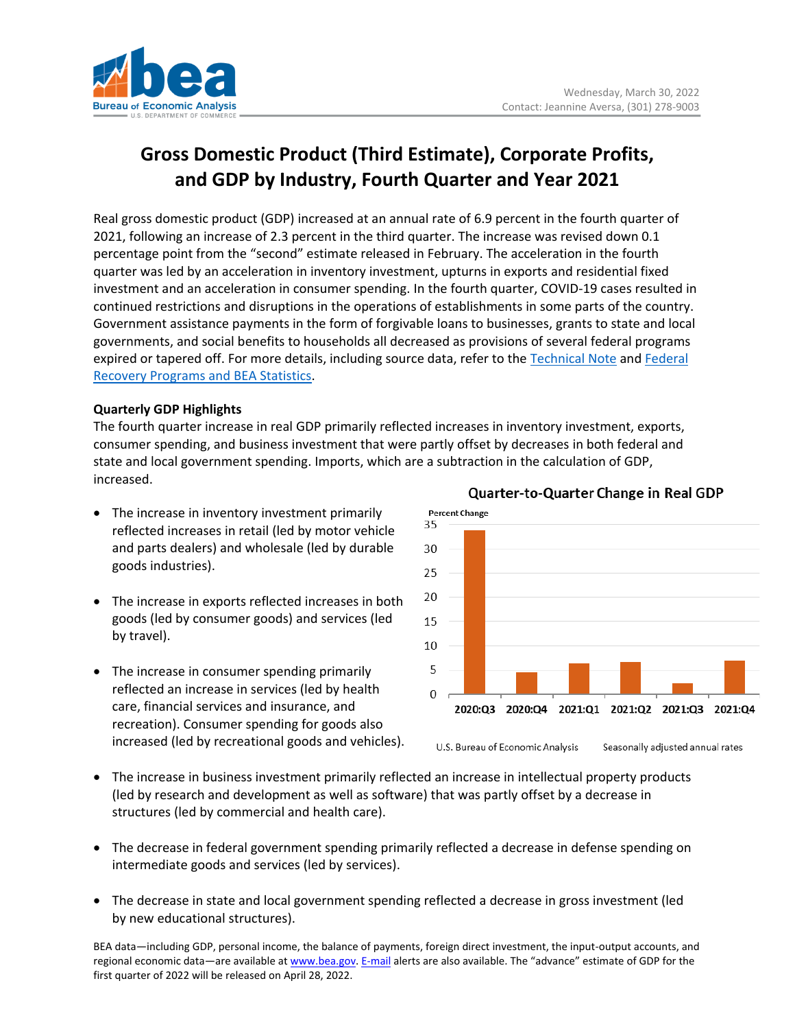Wednesday, March 30, 2022
Contact: Jeannine Aversa, (301) 278-9003

# Gross Domestic Product (Third Estimate), Corporate Profits, and GDP by Industry, Fourth Quarter and Year 2021

Real gross domestic product (GDP) increased at an annual rate of 6.9 percent in the fourth quarter of 2021, following an increase of 2.3 percent in the third quarter. The increase was revised down 0.1 percentage point from the "second" estimate released in February. The acceleration in the fourth quarter was led by an acceleration in inventory investment, upturns in exports and residential fixed investment and an acceleration in consumer spending. In the fourth quarter, COVID-19 cases resulted in continued restrictions and disruptions in the operations of establishments in some parts of the country. Government assistance payments in the form of forgivable loans to businesses, grants to state and local governments, and social benefits to households all decreased as provisions of several federal programs expired or tapered off. For more details, including source data, refer to the Technical Note and Federal Recovery Programs and BEA Statistics.

**Quarterly GDP Highlights**

The fourth quarter increase in real GDP primarily reflected increases in inventory investment, exports, consumer spending, and business investment that were partly offset by decreases in both federal and state and local government spending. Imports, which are a subtraction in the calculation of GDP, increased.

- The increase in inventory investment primarily reflected increases in retail (led by motor vehicle and parts dealers) and wholesale (led by durable goods industries).
- The increase in exports reflected increases in both goods (led by consumer goods) and services (led by travel).
- The increase in consumer spending primarily reflected an increase in services (led by health care, financial services and insurance, and recreation). Consumer spending for goods also increased (led by recreational goods and vehicles).
- The increase in business investment primarily reflected an increase in intellectual property products (led by research and development as well as software) that was partly offset by a decrease in structures (led by commercial and health care).
- The decrease in federal government spending primarily reflected a decrease in defense spending on intermediate goods and services (led by services).
- The decrease in state and local government spending reflected a decrease in gross investment (led by new educational structures).

**Quarter-to-Quarter Change in Real GDP**

Percent Change

| Quarter | 2020:Q3 | 2020:Q4 | 2021:Q1 | 2021:Q2 | 2021:Q3 | 2021:Q4 |
|---|---|---|---|---|---|---|

U.S. Bureau of Economic Analysis — Seasonally adjusted annual rates

BEA data—including GDP, personal income, the balance of payments, foreign direct investment, the input-output accounts, and regional economic data—are available at www.bea.gov. E-mail alerts are also available. The "advance" estimate of GDP for the first quarter of 2022 will be released on April 28, 2022.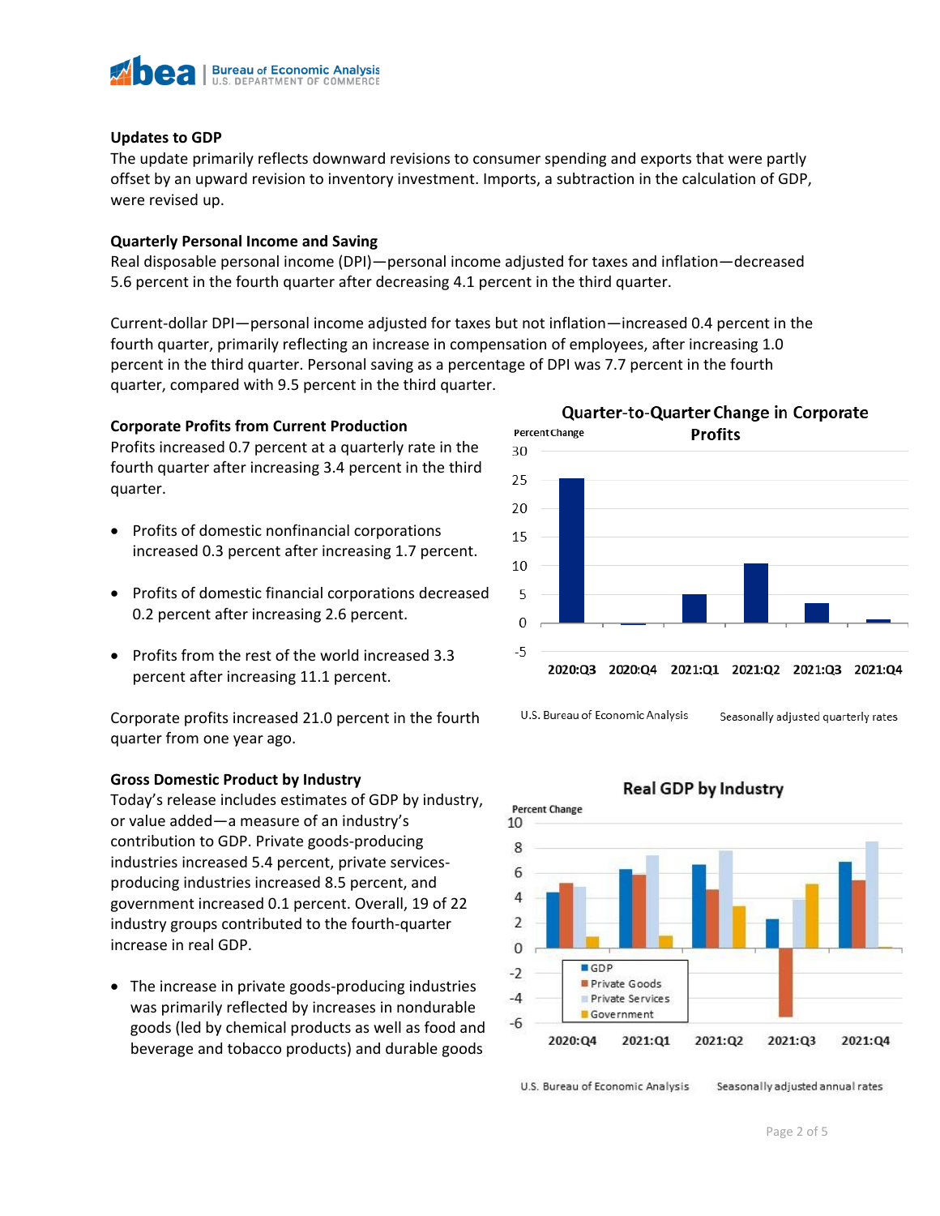## Updates to GDP

The update primarily reflects downward revisions to consumer spending and exports that were partly offset by an upward revision to inventory investment. Imports, a subtraction in the calculation of GDP, were revised up.

## Quarterly Personal Income and Saving

Real disposable personal income (DPI)—personal income adjusted for taxes and inflation—decreased 5.6 percent in the fourth quarter after decreasing 4.1 percent in the third quarter.

Current-dollar DPI—personal income adjusted for taxes but not inflation—increased 0.4 percent in the fourth quarter, primarily reflecting an increase in compensation of employees, after increasing 1.0 percent in the third quarter. Personal saving as a percentage of DPI was 7.7 percent in the fourth quarter, compared with 9.5 percent in the third quarter.

## Corporate Profits from Current Production

Profits increased 0.7 percent at a quarterly rate in the fourth quarter after increasing 3.4 percent in the third quarter.

- Profits of domestic nonfinancial corporations increased 0.3 percent after increasing 1.7 percent.
- Profits of domestic financial corporations decreased 0.2 percent after increasing 2.6 percent.
- Profits from the rest of the world increased 3.3 percent after increasing 11.1 percent.

Corporate profits increased 21.0 percent in the fourth quarter from one year ago.

**Quarter-to-Quarter Change in Corporate Profits**

U.S. Bureau of Economic Analysis — Seasonally adjusted quarterly rates

## Gross Domestic Product by Industry

Today's release includes estimates of GDP by industry, or value added—a measure of an industry's contribution to GDP. Private goods-producing industries increased 5.4 percent, private services-producing industries increased 8.5 percent, and government increased 0.1 percent. Overall, 19 of 22 industry groups contributed to the fourth-quarter increase in real GDP.

- The increase in private goods-producing industries was primarily reflected by increases in nondurable goods (led by chemical products as well as food and beverage and tobacco products) and durable goods

**Real GDP by Industry**

U.S. Bureau of Economic Analysis — Seasonally adjusted annual rates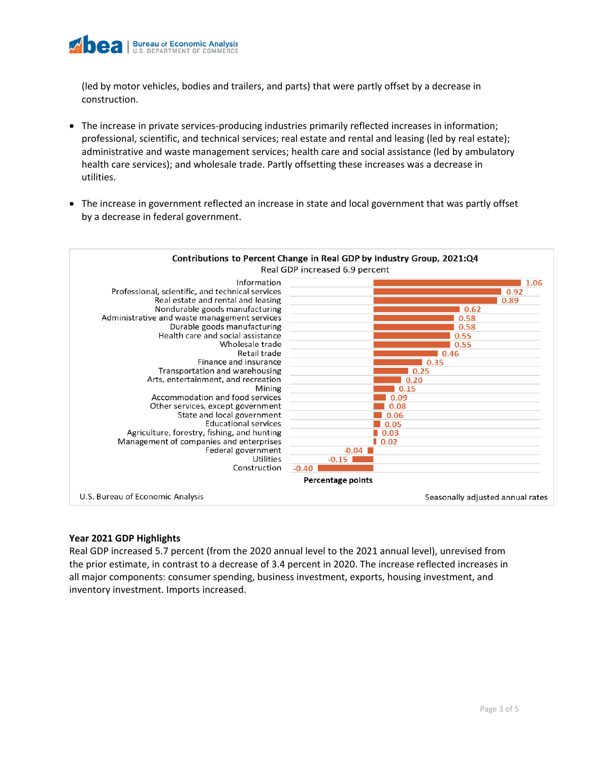(led by motor vehicles, bodies and trailers, and parts) that were partly offset by a decrease in construction.

- The increase in private services-producing industries primarily reflected increases in information; professional, scientific, and technical services; real estate and rental and leasing (led by real estate); administrative and waste management services; health care and social assistance (led by ambulatory health care services); and wholesale trade. Partly offsetting these increases was a decrease in utilities.

- The increase in government reflected an increase in state and local government that was partly offset by a decrease in federal government.

**Contributions to Percent Change in Real GDP by Industry Group, 2021:Q4**

Real GDP increased 6.9 percent

| Industry | Percentage points |
|---|---|
| Information | 1.06 |
| Professional, scientific, and technical services | 0.92 |
| Real estate and rental and leasing | 0.89 |
| Nondurable goods manufacturing | 0.62 |
| Administrative and waste management services | 0.58 |
| Durable goods manufacturing | 0.58 |
| Health care and social assistance | 0.55 |
| Wholesale trade | 0.55 |
| Retail trade | 0.46 |
| Finance and insurance | 0.35 |
| Transportation and warehousing | 0.25 |
| Arts, entertainment, and recreation | 0.20 |
| Mining | 0.15 |
| Accommodation and food services | 0.09 |
| Other services, except government | 0.08 |
| State and local government | 0.06 |
| Educational services | 0.05 |
| Agriculture, forestry, fishing, and hunting | 0.03 |
| Management of companies and enterprises | 0.02 |
| Federal government | -0.04 |
| Utilities | -0.15 |
| Construction | -0.40 |

U.S. Bureau of Economic Analysis — Seasonally adjusted annual rates

### Year 2021 GDP Highlights

Real GDP increased 5.7 percent (from the 2020 annual level to the 2021 annual level), unrevised from the prior estimate, in contrast to a decrease of 3.4 percent in 2020. The increase reflected increases in all major components: consumer spending, business investment, exports, housing investment, and inventory investment. Imports increased.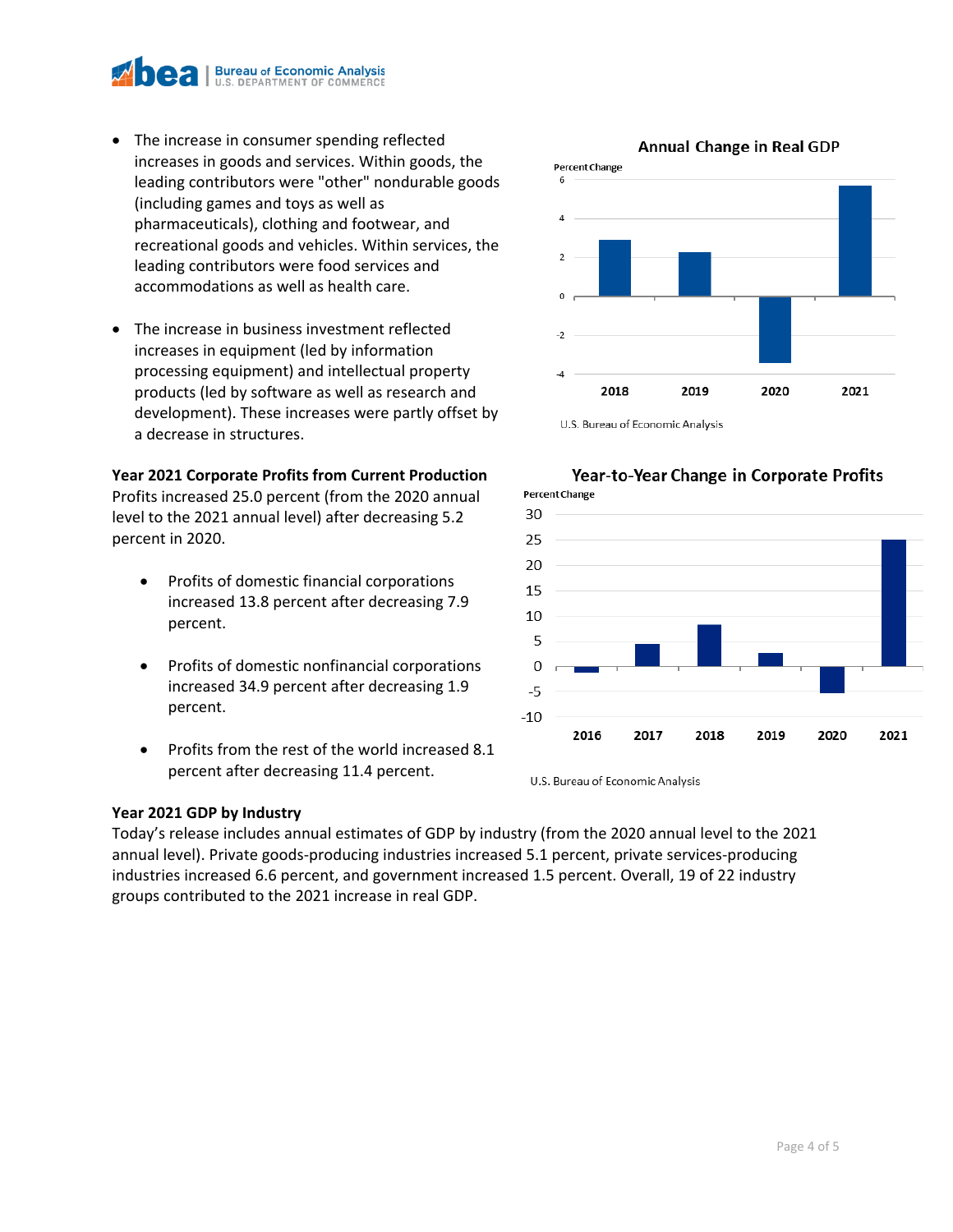- The increase in consumer spending reflected increases in goods and services. Within goods, the leading contributors were "other" nondurable goods (including games and toys as well as pharmaceuticals), clothing and footwear, and recreational goods and vehicles. Within services, the leading contributors were food services and accommodations as well as health care.

- The increase in business investment reflected increases in equipment (led by information processing equipment) and intellectual property products (led by software as well as research and development). These increases were partly offset by a decrease in structures.

**Annual Change in Real GDP**

Percent Change

| Year | Percent Change |
|---|---|
| 2018 | 2.9 |
| 2019 | 2.3 |
| 2020 | -3.4 |
| 2021 | 5.7 |

U.S. Bureau of Economic Analysis

**Year 2021 Corporate Profits from Current Production**

Profits increased 25.0 percent (from the 2020 annual level to the 2021 annual level) after decreasing 5.2 percent in 2020.

- Profits of domestic financial corporations increased 13.8 percent after decreasing 7.9 percent.

- Profits of domestic nonfinancial corporations increased 34.9 percent after decreasing 1.9 percent.

- Profits from the rest of the world increased 8.1 percent after decreasing 11.4 percent.

**Year-to-Year Change in Corporate Profits**

Percent Change

| Year | Percent Change |
|---|---|
| 2016 | -1.3 |
| 2017 | 4.5 |
| 2018 | 8.2 |
| 2019 | 2.6 |
| 2020 | -5.2 |
| 2021 | 25.0 |

U.S. Bureau of Economic Analysis

**Year 2021 GDP by Industry**

Today's release includes annual estimates of GDP by industry (from the 2020 annual level to the 2021 annual level). Private goods-producing industries increased 5.1 percent, private services-producing industries increased 6.6 percent, and government increased 1.5 percent. Overall, 19 of 22 industry groups contributed to the 2021 increase in real GDP.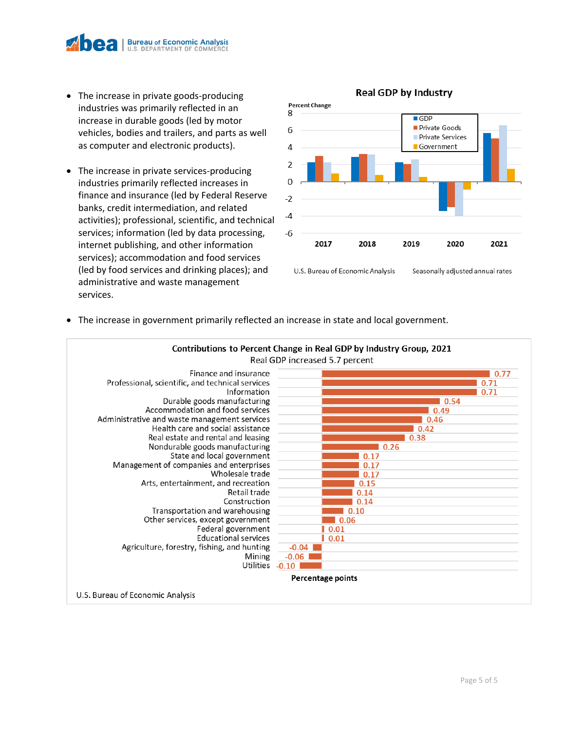- The increase in private goods-producing industries was primarily reflected in an increase in durable goods (led by motor vehicles, bodies and trailers, and parts as well as computer and electronic products).

- The increase in private services-producing industries primarily reflected increases in finance and insurance (led by Federal Reserve banks, credit intermediation, and related activities); professional, scientific, and technical services; information (led by data processing, internet publishing, and other information services); accommodation and food services (led by food services and drinking places); and administrative and waste management services.

**Real GDP by Industry**

Percent Change

8
6
4
2
0
-2
-4
-6

GDP
Private Goods
Private Services
Government

2017
2018
2019
2020
2021

U.S. Bureau of Economic Analysis
Seasonally adjusted annual rates

- The increase in government primarily reflected an increase in state and local government.

**Contributions to Percent Change in Real GDP by Industry Group, 2021**

Real GDP increased 5.7 percent

Finance and insurance 0.77
Professional, scientific, and technical services 0.71
Information 0.71
Durable goods manufacturing 0.54
Accommodation and food services 0.49
Administrative and waste management services 0.46
Health care and social assistance 0.42
Real estate and rental and leasing 0.38
Nondurable goods manufacturing 0.26
State and local government 0.17
Management of companies and enterprises 0.17
Wholesale trade 0.17
Arts, entertainment, and recreation 0.15
Retail trade 0.14
Construction 0.14
Transportation and warehousing 0.10
Other services, except government 0.06
Federal government 0.01
Educational services 0.01
Agriculture, forestry, fishing, and hunting -0.04
Mining -0.06
Utilities -0.10

**Percentage points**

U.S. Bureau of Economic Analysis